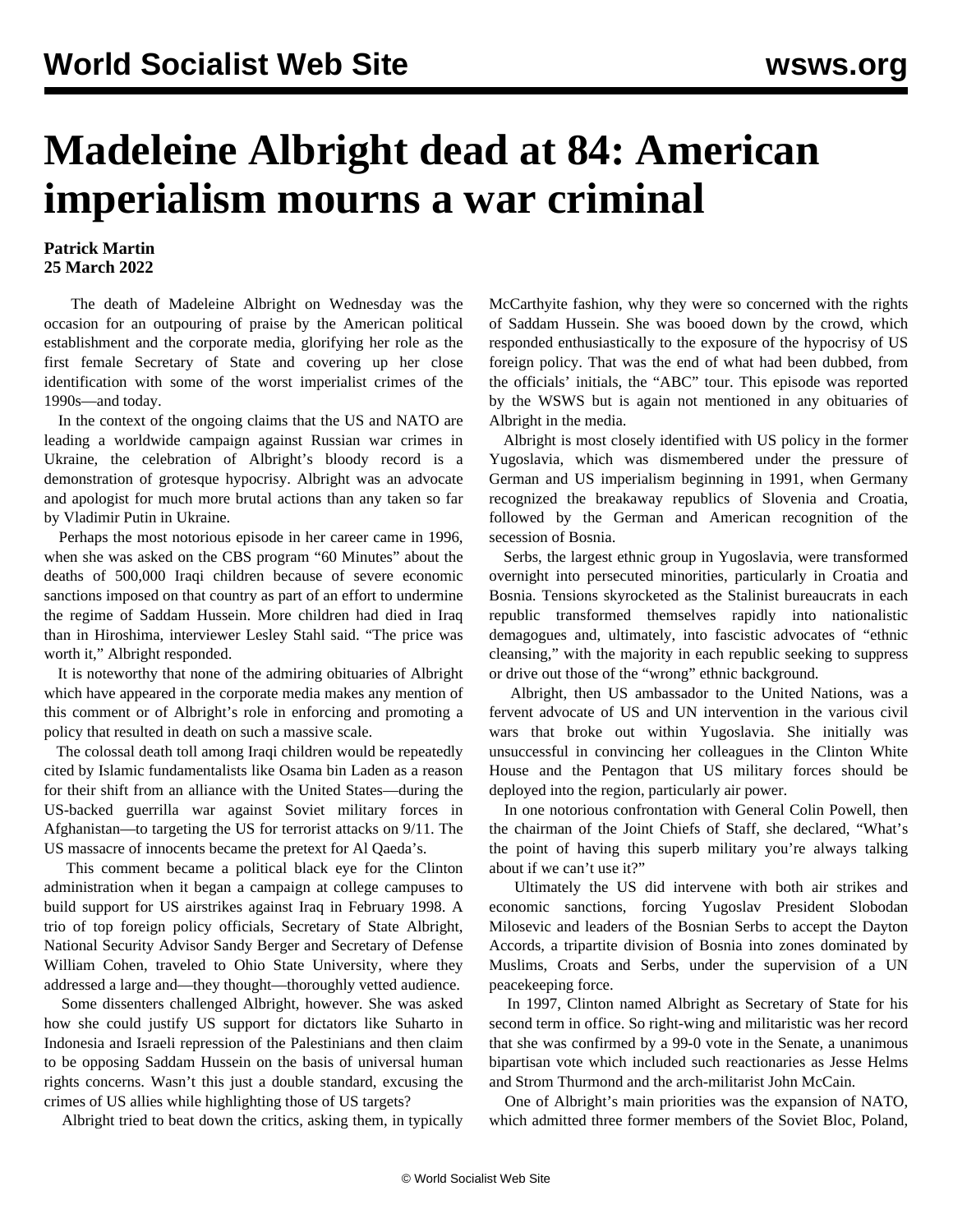# Madeleine Albright dead at 84: American imperialism mourns a war criminal

**Patrick Martin**
**25 March 2022**

The death of Madeleine Albright on Wednesday was the occasion for an outpouring of praise by the American political establishment and the corporate media, glorifying her role as the first female Secretary of State and covering up her close identification with some of the worst imperialist crimes of the 1990s—and today.

In the context of the ongoing claims that the US and NATO are leading a worldwide campaign against Russian war crimes in Ukraine, the celebration of Albright's bloody record is a demonstration of grotesque hypocrisy. Albright was an advocate and apologist for much more brutal actions than any taken so far by Vladimir Putin in Ukraine.

Perhaps the most notorious episode in her career came in 1996, when she was asked on the CBS program "60 Minutes" about the deaths of 500,000 Iraqi children because of severe economic sanctions imposed on that country as part of an effort to undermine the regime of Saddam Hussein. More children had died in Iraq than in Hiroshima, interviewer Lesley Stahl said. "The price was worth it," Albright responded.

It is noteworthy that none of the admiring obituaries of Albright which have appeared in the corporate media makes any mention of this comment or of Albright's role in enforcing and promoting a policy that resulted in death on such a massive scale.

The colossal death toll among Iraqi children would be repeatedly cited by Islamic fundamentalists like Osama bin Laden as a reason for their shift from an alliance with the United States—during the US-backed guerrilla war against Soviet military forces in Afghanistan—to targeting the US for terrorist attacks on 9/11. The US massacre of innocents became the pretext for Al Qaeda's.

This comment became a political black eye for the Clinton administration when it began a campaign at college campuses to build support for US airstrikes against Iraq in February 1998. A trio of top foreign policy officials, Secretary of State Albright, National Security Advisor Sandy Berger and Secretary of Defense William Cohen, traveled to Ohio State University, where they addressed a large and—they thought—thoroughly vetted audience.

Some dissenters challenged Albright, however. She was asked how she could justify US support for dictators like Suharto in Indonesia and Israeli repression of the Palestinians and then claim to be opposing Saddam Hussein on the basis of universal human rights concerns. Wasn't this just a double standard, excusing the crimes of US allies while highlighting those of US targets?

Albright tried to beat down the critics, asking them, in typically McCarthyite fashion, why they were so concerned with the rights of Saddam Hussein. She was booed down by the crowd, which responded enthusiastically to the exposure of the hypocrisy of US foreign policy. That was the end of what had been dubbed, from the officials' initials, the "ABC" tour. This episode was reported by the WSWS but is again not mentioned in any obituaries of Albright in the media.

Albright is most closely identified with US policy in the former Yugoslavia, which was dismembered under the pressure of German and US imperialism beginning in 1991, when Germany recognized the breakaway republics of Slovenia and Croatia, followed by the German and American recognition of the secession of Bosnia.

Serbs, the largest ethnic group in Yugoslavia, were transformed overnight into persecuted minorities, particularly in Croatia and Bosnia. Tensions skyrocketed as the Stalinist bureaucrats in each republic transformed themselves rapidly into nationalistic demagogues and, ultimately, into fascistic advocates of "ethnic cleansing," with the majority in each republic seeking to suppress or drive out those of the "wrong" ethnic background.

Albright, then US ambassador to the United Nations, was a fervent advocate of US and UN intervention in the various civil wars that broke out within Yugoslavia. She initially was unsuccessful in convincing her colleagues in the Clinton White House and the Pentagon that US military forces should be deployed into the region, particularly air power.

In one notorious confrontation with General Colin Powell, then the chairman of the Joint Chiefs of Staff, she declared, "What's the point of having this superb military you're always talking about if we can't use it?"

Ultimately the US did intervene with both air strikes and economic sanctions, forcing Yugoslav President Slobodan Milosevic and leaders of the Bosnian Serbs to accept the Dayton Accords, a tripartite division of Bosnia into zones dominated by Muslims, Croats and Serbs, under the supervision of a UN peacekeeping force.

In 1997, Clinton named Albright as Secretary of State for his second term in office. So right-wing and militaristic was her record that she was confirmed by a 99-0 vote in the Senate, a unanimous bipartisan vote which included such reactionaries as Jesse Helms and Strom Thurmond and the arch-militarist John McCain.

One of Albright's main priorities was the expansion of NATO, which admitted three former members of the Soviet Bloc, Poland,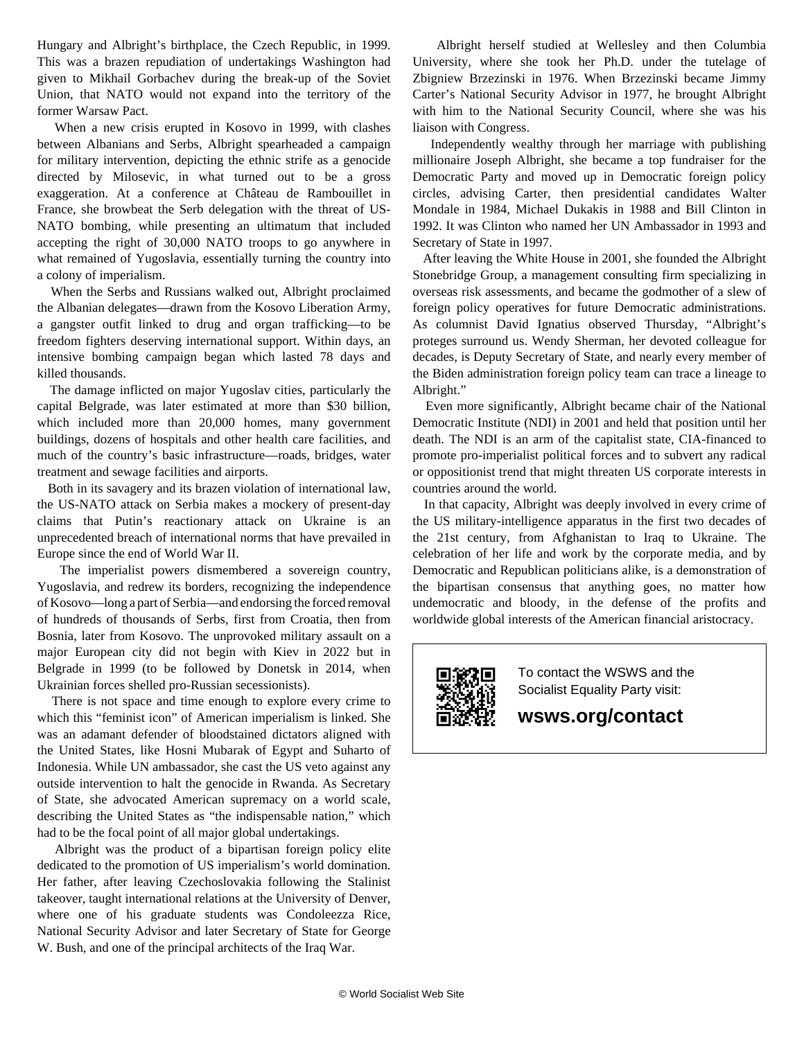Hungary and Albright's birthplace, the Czech Republic, in 1999. This was a brazen repudiation of undertakings Washington had given to Mikhail Gorbachev during the break-up of the Soviet Union, that NATO would not expand into the territory of the former Warsaw Pact.

When a new crisis erupted in Kosovo in 1999, with clashes between Albanians and Serbs, Albright spearheaded a campaign for military intervention, depicting the ethnic strife as a genocide directed by Milosevic, in what turned out to be a gross exaggeration. At a conference at Château de Rambouillet in France, she browbeat the Serb delegation with the threat of US-NATO bombing, while presenting an ultimatum that included accepting the right of 30,000 NATO troops to go anywhere in what remained of Yugoslavia, essentially turning the country into a colony of imperialism.

When the Serbs and Russians walked out, Albright proclaimed the Albanian delegates—drawn from the Kosovo Liberation Army, a gangster outfit linked to drug and organ trafficking—to be freedom fighters deserving international support. Within days, an intensive bombing campaign began which lasted 78 days and killed thousands.

The damage inflicted on major Yugoslav cities, particularly the capital Belgrade, was later estimated at more than $30 billion, which included more than 20,000 homes, many government buildings, dozens of hospitals and other health care facilities, and much of the country's basic infrastructure—roads, bridges, water treatment and sewage facilities and airports.

Both in its savagery and its brazen violation of international law, the US-NATO attack on Serbia makes a mockery of present-day claims that Putin's reactionary attack on Ukraine is an unprecedented breach of international norms that have prevailed in Europe since the end of World War II.

The imperialist powers dismembered a sovereign country, Yugoslavia, and redrew its borders, recognizing the independence of Kosovo—long a part of Serbia—and endorsing the forced removal of hundreds of thousands of Serbs, first from Croatia, then from Bosnia, later from Kosovo. The unprovoked military assault on a major European city did not begin with Kiev in 2022 but in Belgrade in 1999 (to be followed by Donetsk in 2014, when Ukrainian forces shelled pro-Russian secessionists).

There is not space and time enough to explore every crime to which this "feminist icon" of American imperialism is linked. She was an adamant defender of bloodstained dictators aligned with the United States, like Hosni Mubarak of Egypt and Suharto of Indonesia. While UN ambassador, she cast the US veto against any outside intervention to halt the genocide in Rwanda. As Secretary of State, she advocated American supremacy on a world scale, describing the United States as "the indispensable nation," which had to be the focal point of all major global undertakings.

Albright was the product of a bipartisan foreign policy elite dedicated to the promotion of US imperialism's world domination. Her father, after leaving Czechoslovakia following the Stalinist takeover, taught international relations at the University of Denver, where one of his graduate students was Condoleezza Rice, National Security Advisor and later Secretary of State for George W. Bush, and one of the principal architects of the Iraq War.

Albright herself studied at Wellesley and then Columbia University, where she took her Ph.D. under the tutelage of Zbigniew Brzezinski in 1976. When Brzezinski became Jimmy Carter's National Security Advisor in 1977, he brought Albright with him to the National Security Council, where she was his liaison with Congress.

Independently wealthy through her marriage with publishing millionaire Joseph Albright, she became a top fundraiser for the Democratic Party and moved up in Democratic foreign policy circles, advising Carter, then presidential candidates Walter Mondale in 1984, Michael Dukakis in 1988 and Bill Clinton in 1992. It was Clinton who named her UN Ambassador in 1993 and Secretary of State in 1997.

After leaving the White House in 2001, she founded the Albright Stonebridge Group, a management consulting firm specializing in overseas risk assessments, and became the godmother of a slew of foreign policy operatives for future Democratic administrations. As columnist David Ignatius observed Thursday, "Albright's proteges surround us. Wendy Sherman, her devoted colleague for decades, is Deputy Secretary of State, and nearly every member of the Biden administration foreign policy team can trace a lineage to Albright."

Even more significantly, Albright became chair of the National Democratic Institute (NDI) in 2001 and held that position until her death. The NDI is an arm of the capitalist state, CIA-financed to promote pro-imperialist political forces and to subvert any radical or oppositionist trend that might threaten US corporate interests in countries around the world.

In that capacity, Albright was deeply involved in every crime of the US military-intelligence apparatus in the first two decades of the 21st century, from Afghanistan to Iraq to Ukraine. The celebration of her life and work by the corporate media, and by Democratic and Republican politicians alike, is a demonstration of the bipartisan consensus that anything goes, no matter how undemocratic and bloody, in the defense of the profits and worldwide global interests of the American financial aristocracy.

To contact the WSWS and the Socialist Equality Party visit:

**wsws.org/contact**